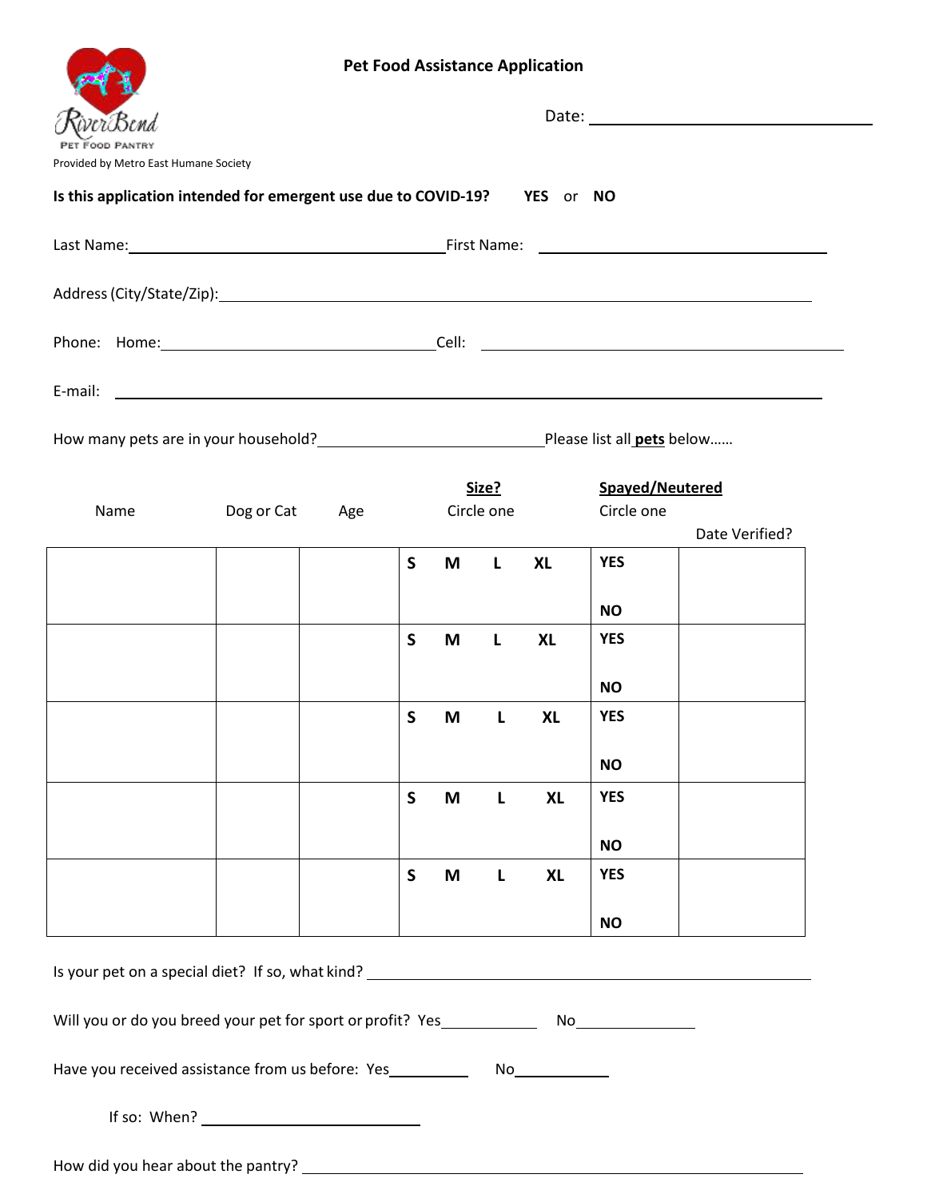RiverBend

PET FOOD PANTRY

Provided by Metro East Humane Society

# Pet Food Assistance Application

Date: ______________________

**Is this application intended for emergent use due to COVID-19? YES or NO**

Last Name: ______________________ First Name: ______________________

Address (City/State/Zip): ______________________

Phone: Home: ______________________ Cell: ______________________

E-mail: ______________________

How many pets are in your household? ______________________ Please list all **pets** below……

| Name | Dog or Cat | Age | **Size?** Circle one | **Spayed/Neutered** Circle one | Date Verified? |
|---|---|---|---|---|---|
| | | | **S M L XL** | **YES** **NO** | |
| | | | **S M L XL** | **YES** **NO** | |
| | | | **S M L XL** | **YES** **NO** | |
| | | | **S M L XL** | **YES** **NO** | |
| | | | **S M L XL** | **YES** **NO** | |

Is your pet on a special diet? If so, what kind? ______________________

Will you or do you breed your pet for sport or profit? Yes__________ No__________

Have you received assistance from us before: Yes__________ No__________

If so: When? ______________________

How did you hear about the pantry? ______________________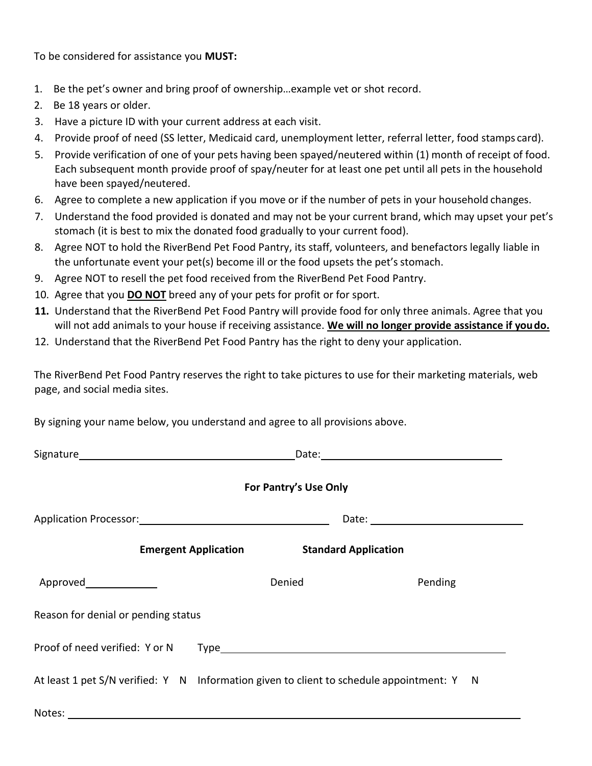To be considered for assistance you **MUST:**

1. Be the pet's owner and bring proof of ownership…example vet or shot record.
2. Be 18 years or older.
3. Have a picture ID with your current address at each visit.
4. Provide proof of need (SS letter, Medicaid card, unemployment letter, referral letter, food stamps card).
5. Provide verification of one of your pets having been spayed/neutered within (1) month of receipt of food. Each subsequent month provide proof of spay/neuter for at least one pet until all pets in the household have been spayed/neutered.
6. Agree to complete a new application if you move or if the number of pets in your household changes.
7. Understand the food provided is donated and may not be your current brand, which may upset your pet's stomach (it is best to mix the donated food gradually to your current food).
8. Agree NOT to hold the RiverBend Pet Food Pantry, its staff, volunteers, and benefactors legally liable in the unfortunate event your pet(s) become ill or the food upsets the pet's stomach.
9. Agree NOT to resell the pet food received from the RiverBend Pet Food Pantry.
10. Agree that you **DO NOT** breed any of your pets for profit or for sport.
11. Understand that the RiverBend Pet Food Pantry will provide food for only three animals. Agree that you will not add animals to your house if receiving assistance. **We will no longer provide assistance if you do.**
12. Understand that the RiverBend Pet Food Pantry has the right to deny your application.

The RiverBend Pet Food Pantry reserves the right to take pictures to use for their marketing materials, web page, and social media sites.

By signing your name below, you understand and agree to all provisions above.

Signature______________________________ Date:______________________________

**For Pantry's Use Only**

Application Processor:______________________________ Date:______________________________

**Emergent Application** **Standard Application**

Approved____________ Denied Pending

Reason for denial or pending status

Proof of need verified: Y or N Type______________________________

At least 1 pet S/N verified: Y N Information given to client to schedule appointment: Y N

Notes:______________________________